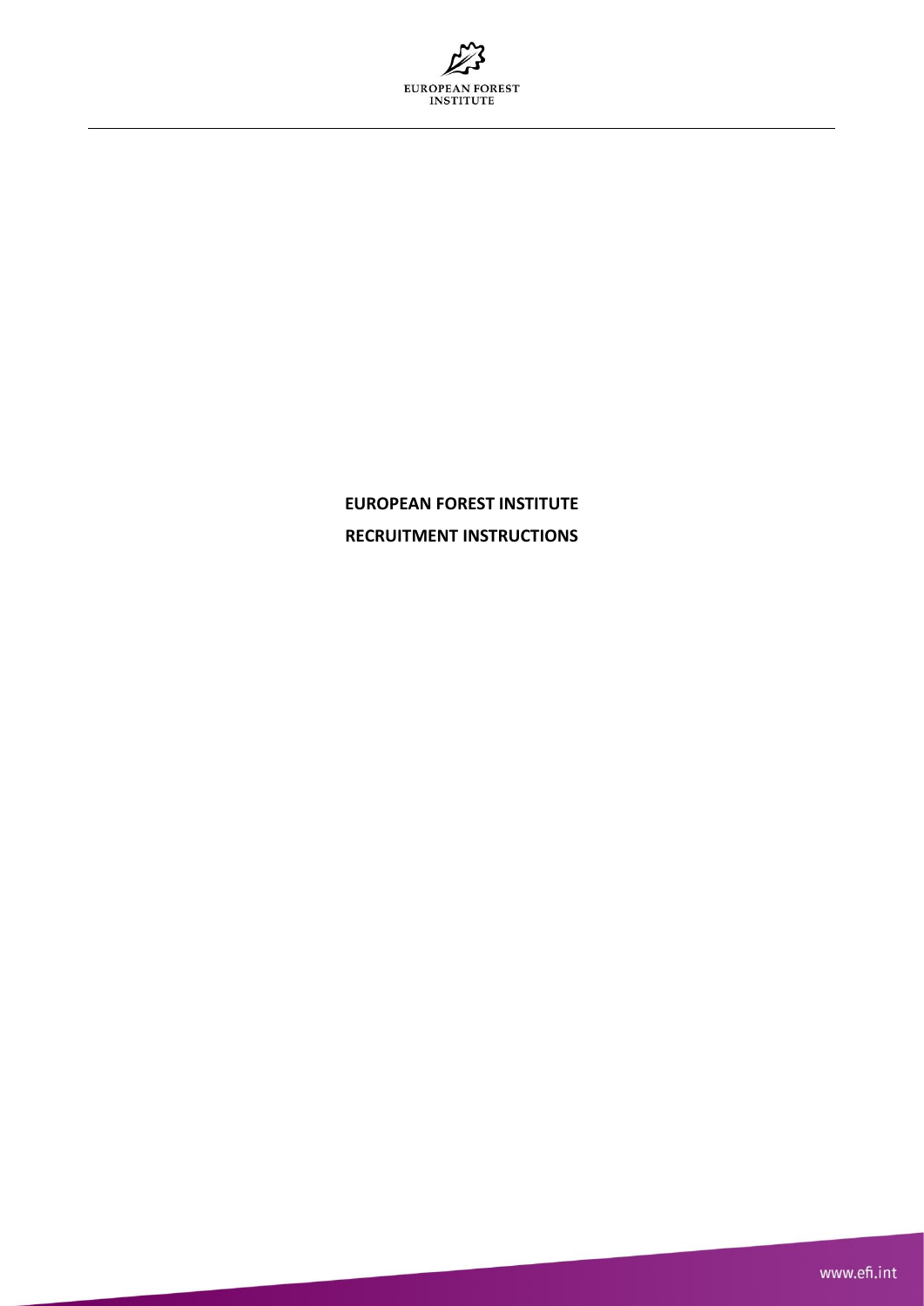# EUROPEAN FOREST INSTITUTE

# RECRUITMENT INSTRUCTIONS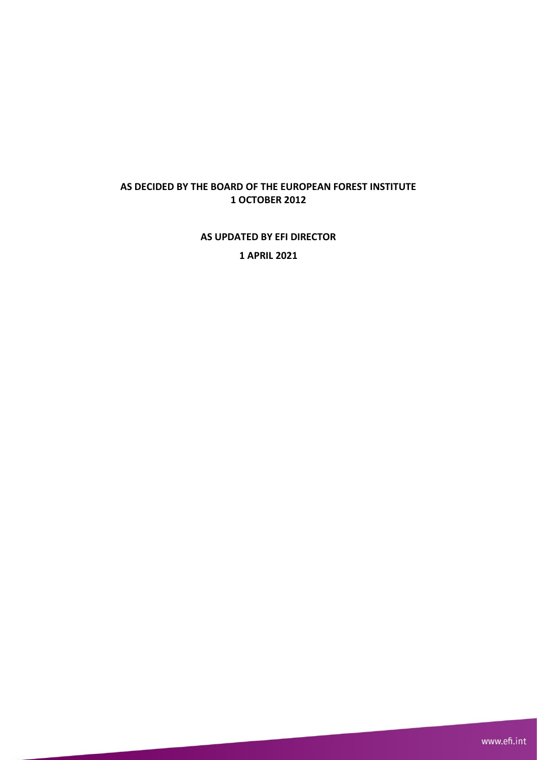**AS DECIDED BY THE BOARD OF THE EUROPEAN FOREST INSTITUTE**
**1 OCTOBER 2012**

**AS UPDATED BY EFI DIRECTOR**

**1 APRIL 2021**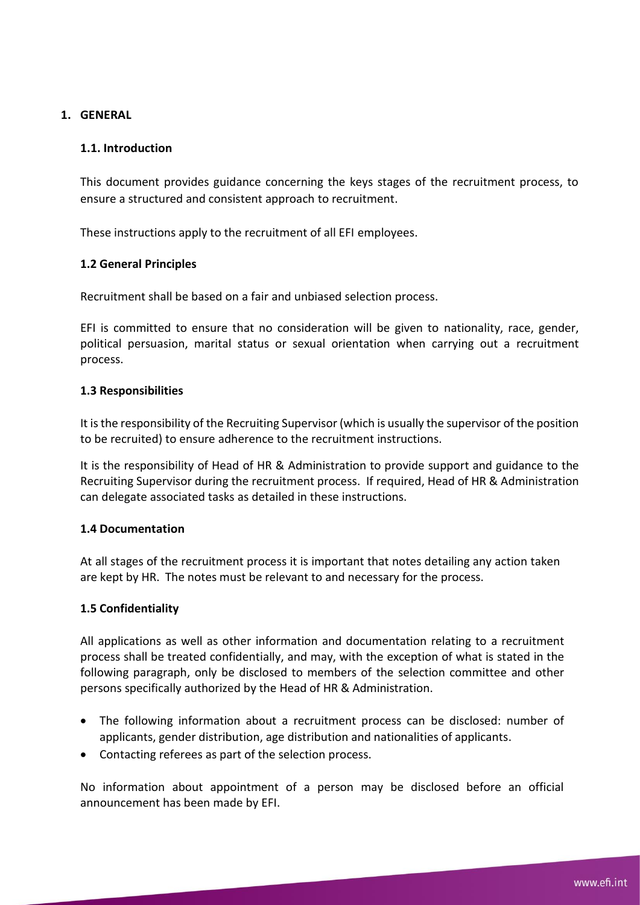## 1. GENERAL

### 1.1. Introduction

This document provides guidance concerning the keys stages of the recruitment process, to ensure a structured and consistent approach to recruitment.

These instructions apply to the recruitment of all EFI employees.

### 1.2 General Principles

Recruitment shall be based on a fair and unbiased selection process.

EFI is committed to ensure that no consideration will be given to nationality, race, gender, political persuasion, marital status or sexual orientation when carrying out a recruitment process.

### 1.3 Responsibilities

It is the responsibility of the Recruiting Supervisor (which is usually the supervisor of the position to be recruited) to ensure adherence to the recruitment instructions.

It is the responsibility of Head of HR & Administration to provide support and guidance to the Recruiting Supervisor during the recruitment process. If required, Head of HR & Administration can delegate associated tasks as detailed in these instructions.

### 1.4 Documentation

At all stages of the recruitment process it is important that notes detailing any action taken are kept by HR. The notes must be relevant to and necessary for the process.

### 1.5 Confidentiality

All applications as well as other information and documentation relating to a recruitment process shall be treated confidentially, and may, with the exception of what is stated in the following paragraph, only be disclosed to members of the selection committee and other persons specifically authorized by the Head of HR & Administration.

- The following information about a recruitment process can be disclosed: number of applicants, gender distribution, age distribution and nationalities of applicants.
- Contacting referees as part of the selection process.

No information about appointment of a person may be disclosed before an official announcement has been made by EFI.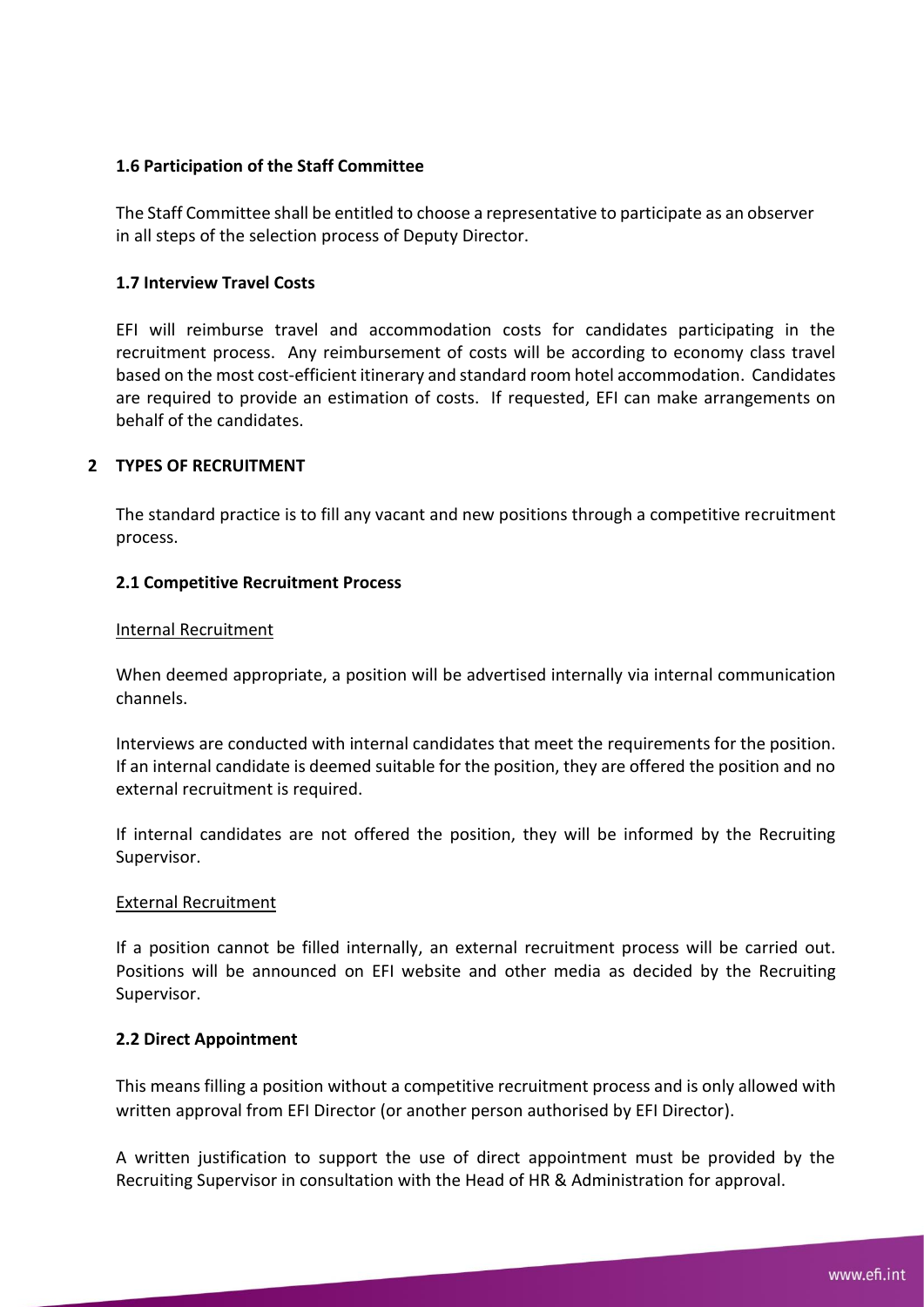### 1.6 Participation of the Staff Committee

The Staff Committee shall be entitled to choose a representative to participate as an observer in all steps of the selection process of Deputy Director.

### 1.7 Interview Travel Costs

EFI will reimburse travel and accommodation costs for candidates participating in the recruitment process. Any reimbursement of costs will be according to economy class travel based on the most cost-efficient itinerary and standard room hotel accommodation. Candidates are required to provide an estimation of costs. If requested, EFI can make arrangements on behalf of the candidates.

## 2 TYPES OF RECRUITMENT

The standard practice is to fill any vacant and new positions through a competitive recruitment process.

### 2.1 Competitive Recruitment Process

Internal Recruitment

When deemed appropriate, a position will be advertised internally via internal communication channels.

Interviews are conducted with internal candidates that meet the requirements for the position. If an internal candidate is deemed suitable for the position, they are offered the position and no external recruitment is required.

If internal candidates are not offered the position, they will be informed by the Recruiting Supervisor.

External Recruitment

If a position cannot be filled internally, an external recruitment process will be carried out. Positions will be announced on EFI website and other media as decided by the Recruiting Supervisor.

### 2.2 Direct Appointment

This means filling a position without a competitive recruitment process and is only allowed with written approval from EFI Director (or another person authorised by EFI Director).

A written justification to support the use of direct appointment must be provided by the Recruiting Supervisor in consultation with the Head of HR & Administration for approval.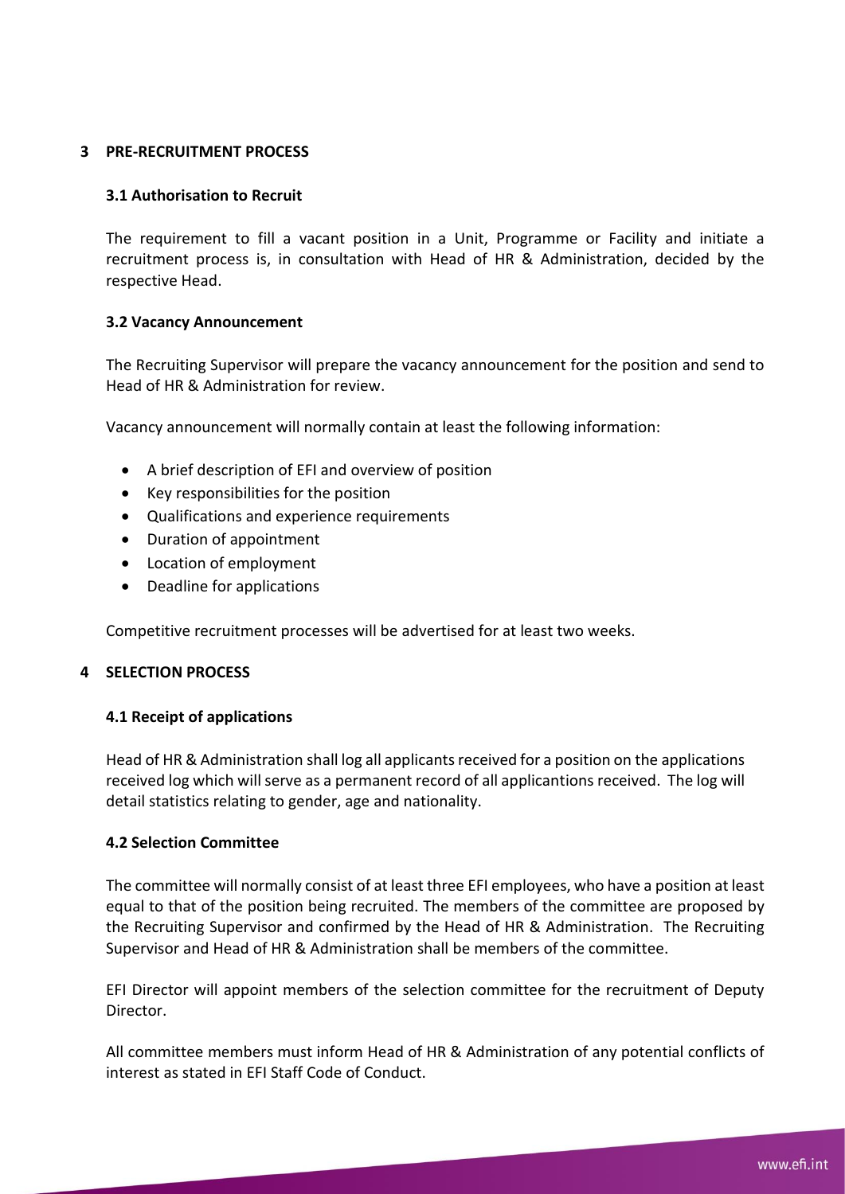## 3 PRE-RECRUITMENT PROCESS

### 3.1 Authorisation to Recruit

The requirement to fill a vacant position in a Unit, Programme or Facility and initiate a recruitment process is, in consultation with Head of HR & Administration, decided by the respective Head.

### 3.2 Vacancy Announcement

The Recruiting Supervisor will prepare the vacancy announcement for the position and send to Head of HR & Administration for review.

Vacancy announcement will normally contain at least the following information:

- A brief description of EFI and overview of position
- Key responsibilities for the position
- Qualifications and experience requirements
- Duration of appointment
- Location of employment
- Deadline for applications

Competitive recruitment processes will be advertised for at least two weeks.

## 4 SELECTION PROCESS

### 4.1 Receipt of applications

Head of HR & Administration shall log all applicants received for a position on the applications received log which will serve as a permanent record of all applicantions received. The log will detail statistics relating to gender, age and nationality.

### 4.2 Selection Committee

The committee will normally consist of at least three EFI employees, who have a position at least equal to that of the position being recruited. The members of the committee are proposed by the Recruiting Supervisor and confirmed by the Head of HR & Administration. The Recruiting Supervisor and Head of HR & Administration shall be members of the committee.

EFI Director will appoint members of the selection committee for the recruitment of Deputy Director.

All committee members must inform Head of HR & Administration of any potential conflicts of interest as stated in EFI Staff Code of Conduct.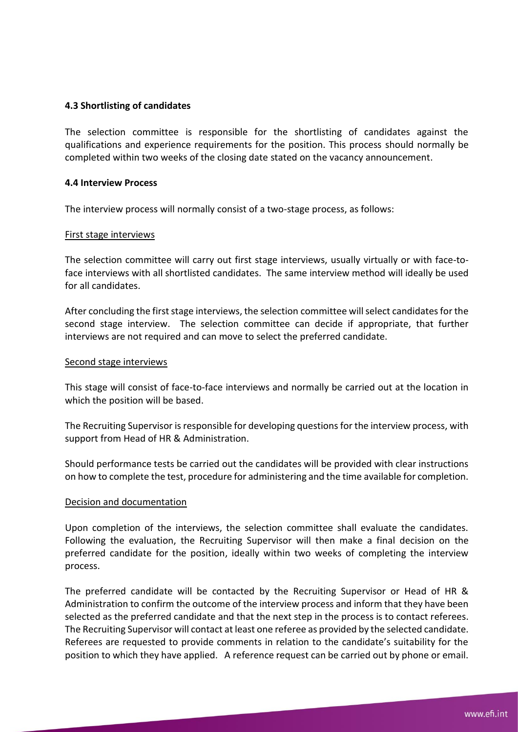### 4.3 Shortlisting of candidates

The selection committee is responsible for the shortlisting of candidates against the qualifications and experience requirements for the position. This process should normally be completed within two weeks of the closing date stated on the vacancy announcement.

### 4.4 Interview Process

The interview process will normally consist of a two-stage process, as follows:

<u>First stage interviews</u>

The selection committee will carry out first stage interviews, usually virtually or with face-to-face interviews with all shortlisted candidates. The same interview method will ideally be used for all candidates.

After concluding the first stage interviews, the selection committee will select candidates for the second stage interview. The selection committee can decide if appropriate, that further interviews are not required and can move to select the preferred candidate.

<u>Second stage interviews</u>

This stage will consist of face-to-face interviews and normally be carried out at the location in which the position will be based.

The Recruiting Supervisor is responsible for developing questions for the interview process, with support from Head of HR & Administration.

Should performance tests be carried out the candidates will be provided with clear instructions on how to complete the test, procedure for administering and the time available for completion.

<u>Decision and documentation</u>

Upon completion of the interviews, the selection committee shall evaluate the candidates. Following the evaluation, the Recruiting Supervisor will then make a final decision on the preferred candidate for the position, ideally within two weeks of completing the interview process.

The preferred candidate will be contacted by the Recruiting Supervisor or Head of HR & Administration to confirm the outcome of the interview process and inform that they have been selected as the preferred candidate and that the next step in the process is to contact referees. The Recruiting Supervisor will contact at least one referee as provided by the selected candidate. Referees are requested to provide comments in relation to the candidate's suitability for the position to which they have applied. A reference request can be carried out by phone or email.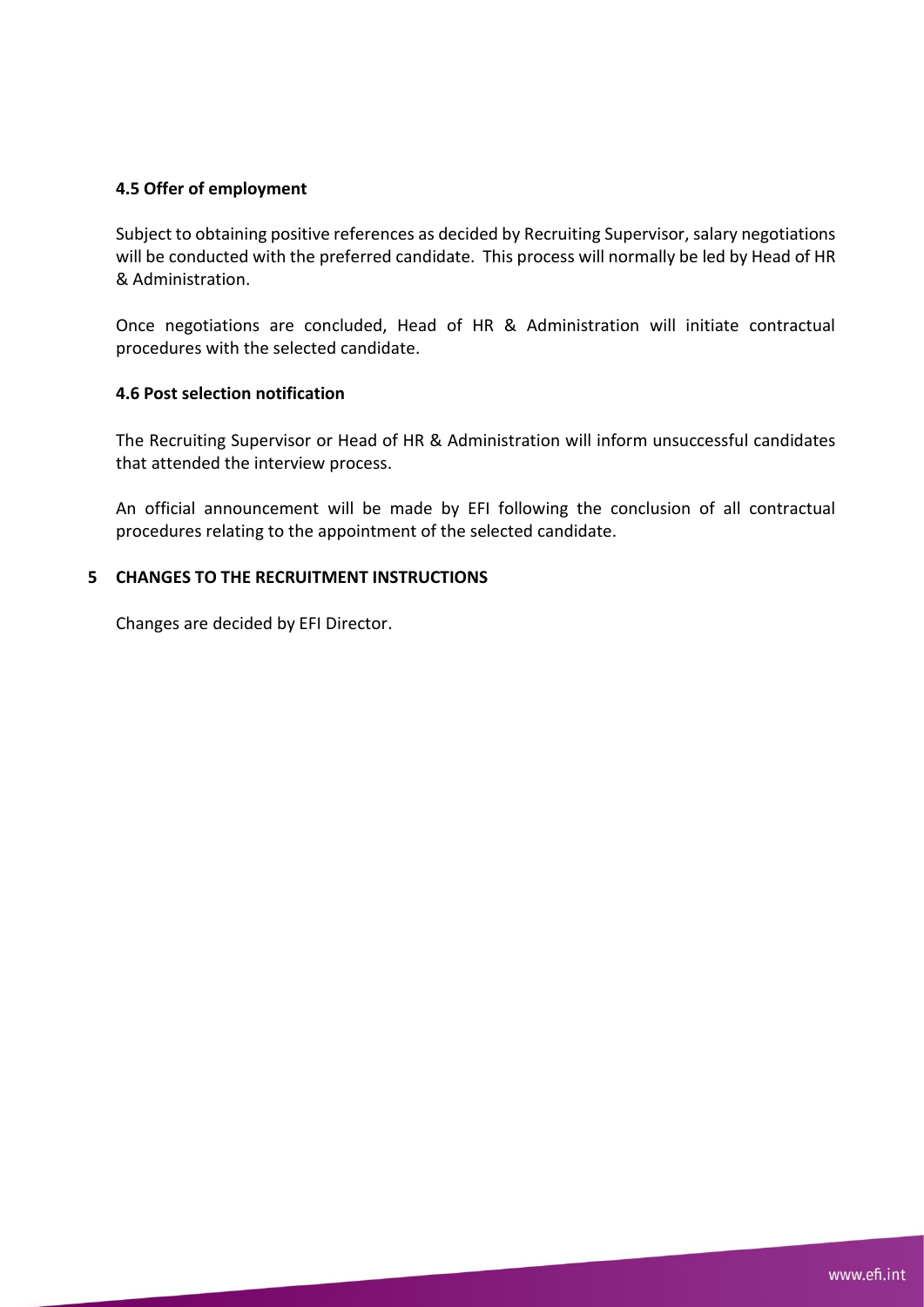### 4.5 Offer of employment

Subject to obtaining positive references as decided by Recruiting Supervisor, salary negotiations will be conducted with the preferred candidate. This process will normally be led by Head of HR & Administration.

Once negotiations are concluded, Head of HR & Administration will initiate contractual procedures with the selected candidate.

### 4.6 Post selection notification

The Recruiting Supervisor or Head of HR & Administration will inform unsuccessful candidates that attended the interview process.

An official announcement will be made by EFI following the conclusion of all contractual procedures relating to the appointment of the selected candidate.

## 5 CHANGES TO THE RECRUITMENT INSTRUCTIONS

Changes are decided by EFI Director.